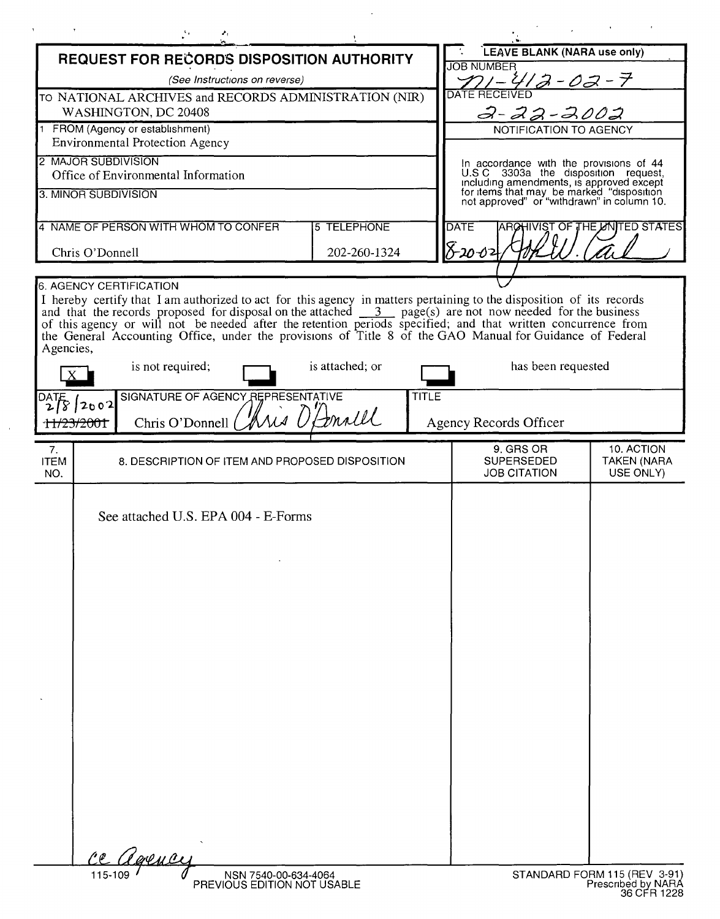# REQUEST FOR RECORDS DISPOSITION AUTHORITY

*(See Instructions on reverse)*

TO NATIONAL ARCHIVES and RECORDS ADMINISTRATION (NIR)
WASHINGTON, DC 20408

**LEAVE BLANK (NARA use only)**

JOB NUMBER: N1-412-02-7

DATE RECEIVED: 2-22-2002

NOTIFICATION TO AGENCY

In accordance with the provisions of 44 U.S.C. 3303a the disposition request, including amendments, is approved except for items that may be marked "disposition not approved" or "withdrawn" in column 10.

DATE: 8-20-02 | ARCHIVIST OF THE UNITED STATES: John W. Carlin

1 FROM (Agency or establishment)
Environmental Protection Agency

2 MAJOR SUBDIVISION
Office of Environmental Information

3. MINOR SUBDIVISION

| 4 NAME OF PERSON WITH WHOM TO CONFER | 5 TELEPHONE |
|---|---|
| Chris O'Donnell | 202-260-1324 |

6. AGENCY CERTIFICATION

I hereby certify that I am authorized to act for this agency in matters pertaining to the disposition of its records and that the records proposed for disposal on the attached 3 page(s) are not now needed for the business of this agency or will not be needed after the retention periods specified; and that written concurrence from the General Accounting Office, under the provisions of Title 8 of the GAO Manual for Guidance of Federal Agencies,

[X] is not required; [ ] is attached; or [ ] has been requested

| DATE | SIGNATURE OF AGENCY REPRESENTATIVE | TITLE |
|---|---|---|
| 2/8/2002 ~~11/23/2001~~ | Chris O'Donnell | Agency Records Officer |

| 7. ITEM NO. | 8. DESCRIPTION OF ITEM AND PROPOSED DISPOSITION | 9. GRS OR SUPERSEDED JOB CITATION | 10. ACTION TAKEN (NARA USE ONLY) |
|---|---|---|---|
| | See attached U.S. EPA 004 - E-Forms | | |

cc Agency

115-109 NSN 7540-00-634-4064 PREVIOUS EDITION NOT USABLE

STANDARD FORM 115 (REV 3-91) Prescribed by NARA 36 CFR 1228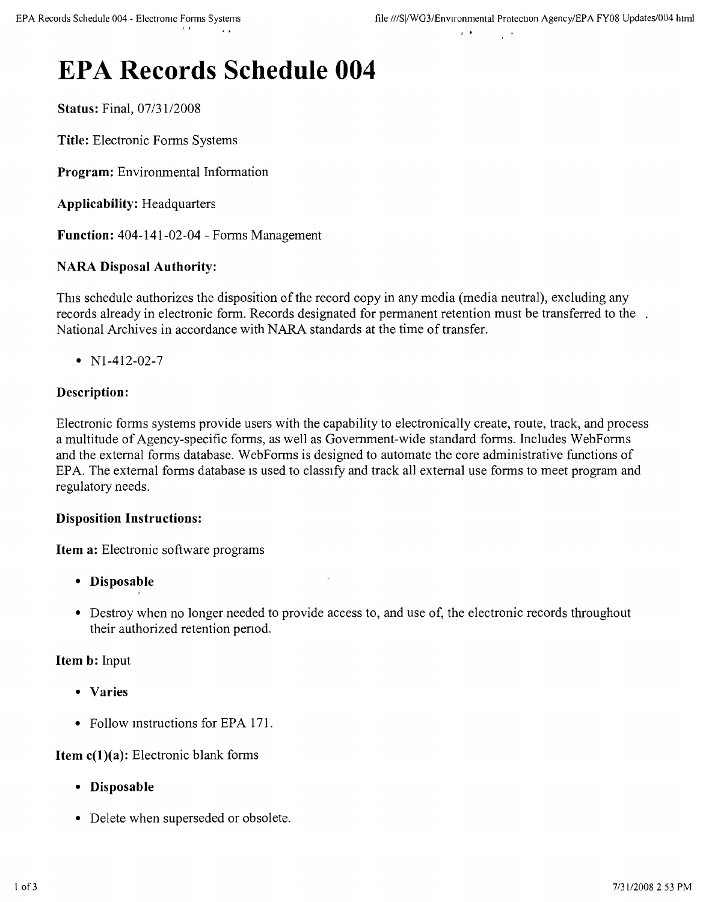// Optimizing for: accurate faithful transcription; omit running header/footer.
# EPA Records Schedule 004

**Status:** Final, 07/31/2008

**Title:** Electronic Forms Systems

**Program:** Environmental Information

**Applicability:** Headquarters

**Function:** 404-141-02-04 - Forms Management

**NARA Disposal Authority:**

This schedule authorizes the disposition of the record copy in any media (media neutral), excluding any records already in electronic form. Records designated for permanent retention must be transferred to the National Archives in accordance with NARA standards at the time of transfer.

- N1-412-02-7

**Description:**

Electronic forms systems provide users with the capability to electronically create, route, track, and process a multitude of Agency-specific forms, as well as Government-wide standard forms. Includes WebForms and the external forms database. WebForms is designed to automate the core administrative functions of EPA. The external forms database is used to classify and track all external use forms to meet program and regulatory needs.

**Disposition Instructions:**

**Item a:** Electronic software programs

- **Disposable**
- Destroy when no longer needed to provide access to, and use of, the electronic records throughout their authorized retention period.

**Item b:** Input

- **Varies**
- Follow instructions for EPA 171.

**Item c(1)(a):** Electronic blank forms

- **Disposable**
- Delete when superseded or obsolete.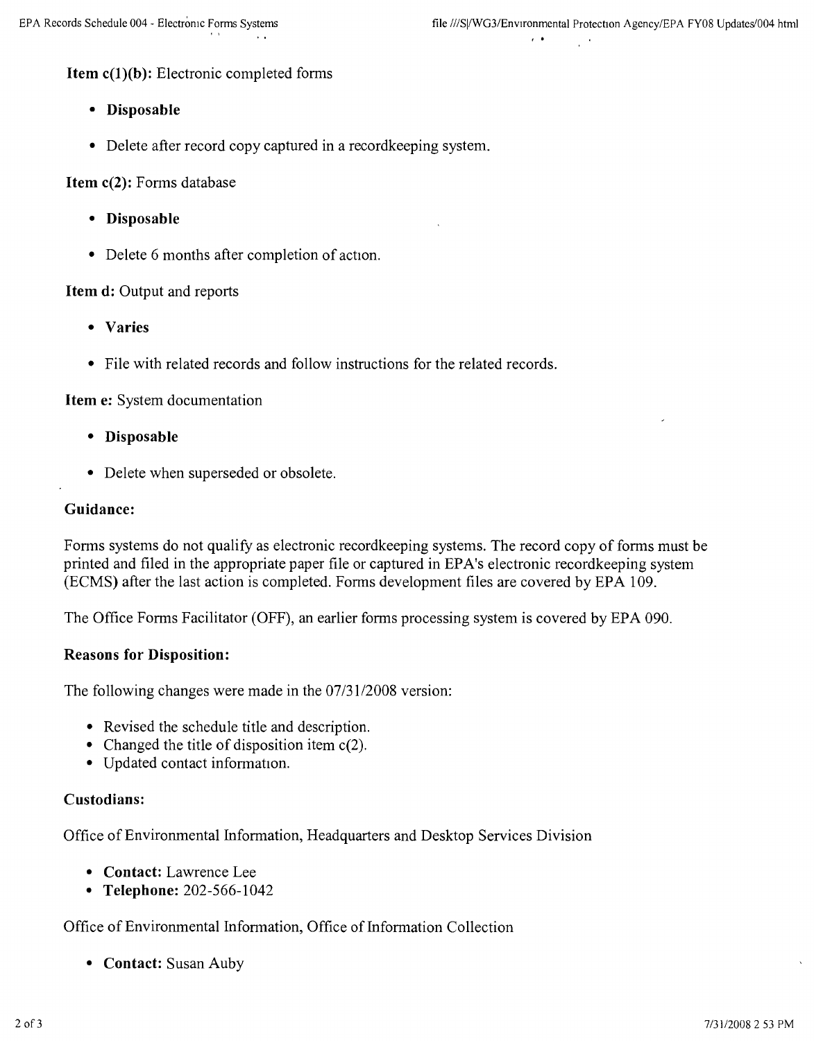**Item c(1)(b):** Electronic completed forms

- **Disposable**
- Delete after record copy captured in a recordkeeping system.

**Item c(2):** Forms database

- **Disposable**
- Delete 6 months after completion of action.

**Item d:** Output and reports

- **Varies**
- File with related records and follow instructions for the related records.

**Item e:** System documentation

- **Disposable**
- Delete when superseded or obsolete.

### Guidance:

Forms systems do not qualify as electronic recordkeeping systems. The record copy of forms must be printed and filed in the appropriate paper file or captured in EPA's electronic recordkeeping system (ECMS) after the last action is completed. Forms development files are covered by EPA 109.

The Office Forms Facilitator (OFF), an earlier forms processing system is covered by EPA 090.

### Reasons for Disposition:

The following changes were made in the 07/31/2008 version:

- Revised the schedule title and description.
- Changed the title of disposition item c(2).
- Updated contact information.

### Custodians:

Office of Environmental Information, Headquarters and Desktop Services Division

- **Contact:** Lawrence Lee
- **Telephone:** 202-566-1042

Office of Environmental Information, Office of Information Collection

- **Contact:** Susan Auby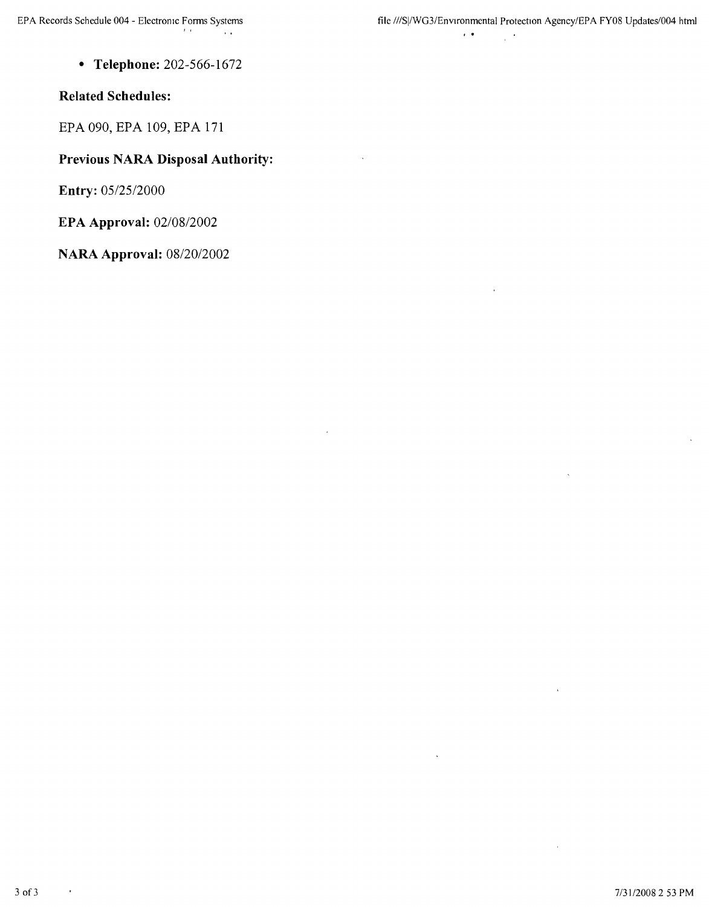- **Telephone:** 202-566-1672

**Related Schedules:**

EPA 090, EPA 109, EPA 171

**Previous NARA Disposal Authority:**

**Entry:** 05/25/2000

**EPA Approval:** 02/08/2002

**NARA Approval:** 08/20/2002